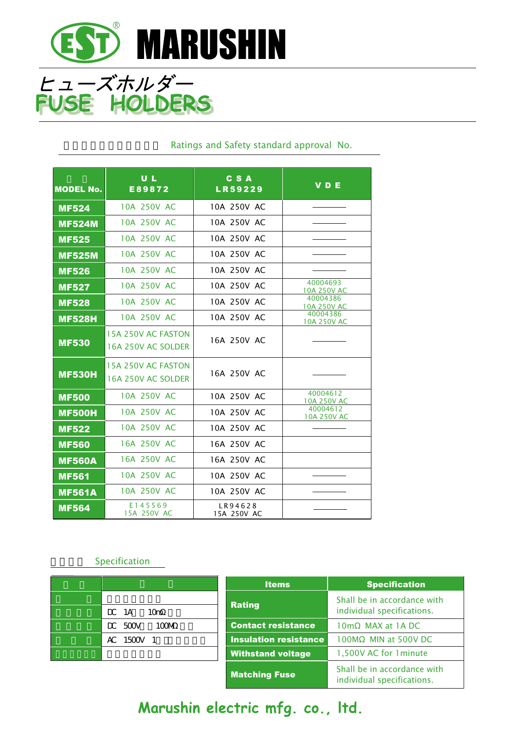# MARUSHIN

## ヒューズホルダー
## FUSE HOLDERS

Ratings and Safety standard approval No.

| MODEL No. | UL E89872 | CSA LR59229 | VDE |
|---|---|---|---|
| MF524 | 10A 250V AC | 10A 250V AC | ――― |
| MF524M | 10A 250V AC | 10A 250V AC | ――― |
| MF525 | 10A 250V AC | 10A 250V AC | ――― |
| MF525M | 10A 250V AC | 10A 250V AC | ――― |
| MF526 | 10A 250V AC | 10A 250V AC | ――― |
| MF527 | 10A 250V AC | 10A 250V AC | 40004693 10A 250V AC |
| MF528 | 10A 250V AC | 10A 250V AC | 40004386 10A 250V AC |
| MF528H | 10A 250V AC | 10A 250V AC | 40004386 10A 250V AC |
| MF530 | 15A 250V AC FASTON 16A 250V AC SOLDER | 16A 250V AC | ――― |
| MF530H | 15A 250V AC FASTON 16A 250V AC SOLDER | 16A 250V AC | ――― |
| MF500 | 10A 250V AC | 10A 250V AC | 40004612 10A 250V AC |
| MF500H | 10A 250V AC | 10A 250V AC | 40004612 10A 250V AC |
| MF522 | 10A 250V AC | 10A 250V AC | ――― |
| MF560 | 16A 250V AC | 16A 250V AC | |
| MF560A | 16A 250V AC | 16A 250V AC | |
| MF561 | 10A 250V AC | 10A 250V AC | ――― |
| MF561A | 10A 250V AC | 10A 250V AC | ――― |
| MF564 | E145569 15A 250V AC | LR94628 15A 250V AC | ――― |

Specification

| | |
|---|---|
| | |
| | DC 1A 10mΩ |
| | DC 500V 100MΩ |
| | AC 1500V 1 |
| | |

| Items | Specification |
|---|---|
| Rating | Shall be in accordance with individual specifications. |
| Contact resistance | 10mΩ MAX at 1A DC |
| Insulation resistance | 100MΩ MIN at 500V DC |
| Withstand voltage | 1,500V AC for 1minute |
| Matching Fuse | Shall be in accordance with individual specifications. |

Marushin electric mfg. co., ltd.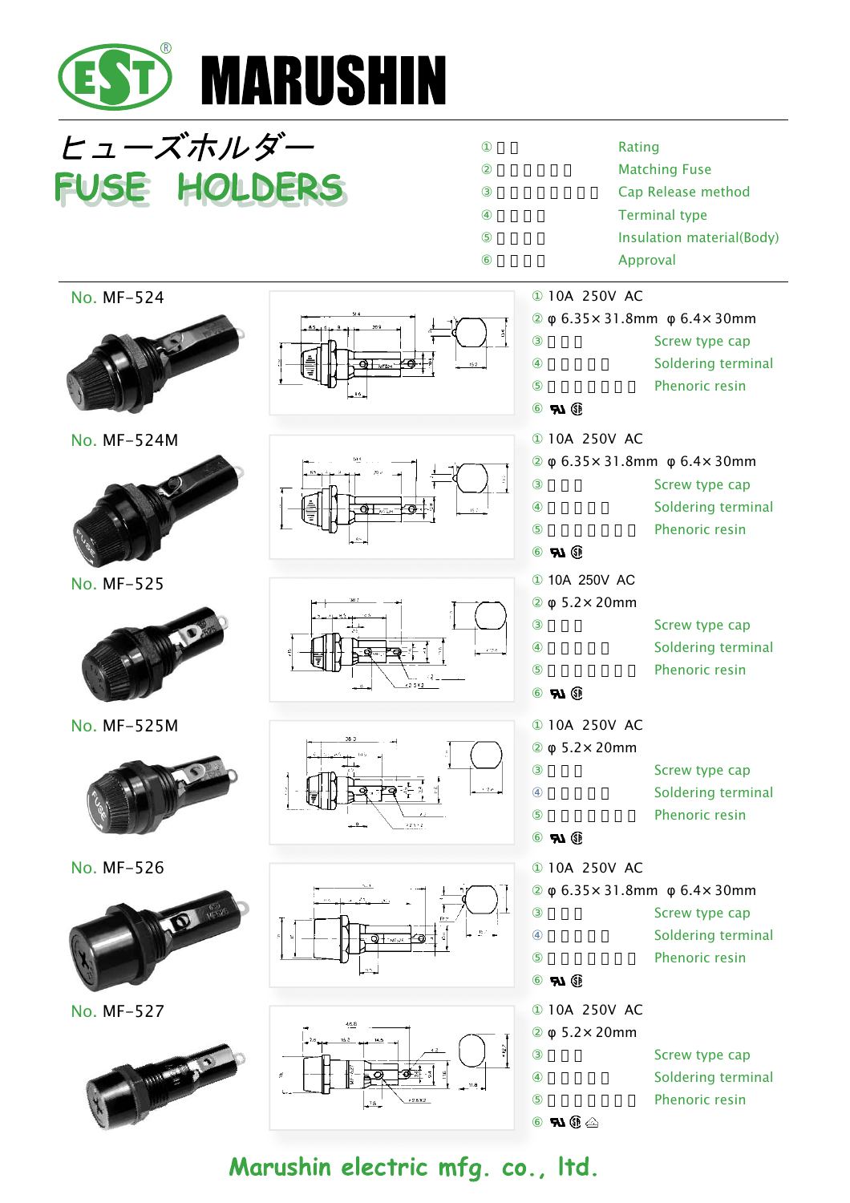# MARUSHIN

## ヒューズホルダー
## FUSE HOLDERS

| | |
|---|---|
| ① | Rating |
| ② | Matching Fuse |
| ③ | Cap Release method |
| ④ | Terminal type |
| ⑤ | Insulation material(Body) |
| ⑥ | Approval |

---

### No. MF-524

① 10A 250V AC
② φ 6.35×31.8mm φ 6.4×30mm
③ Screw type cap
④ Soldering terminal
⑤ Phenoric resin
⑥ UL CSA

### No. MF-524M

① 10A 250V AC
② φ 6.35×31.8mm φ 6.4×30mm
③ Screw type cap
④ Soldering terminal
⑤ Phenoric resin
⑥ UL CSA

### No. MF-525

① 10A 250V AC
② φ 5.2×20mm
③ Screw type cap
④ Soldering terminal
⑤ Phenoric resin
⑥ UL CSA

### No. MF-525M

① 10A 250V AC
② φ 5.2×20mm
③ Screw type cap
④ Soldering terminal
⑤ Phenoric resin
⑥ UL CSA

### No. MF-526

① 10A 250V AC
② φ 6.35×31.8mm φ 6.4×30mm
③ Screw type cap
④ Soldering terminal
⑤ Phenoric resin
⑥ UL CSA

### No. MF-527

① 10A 250V AC
② φ 5.2×20mm
③ Screw type cap
④ Soldering terminal
⑤ Phenoric resin
⑥ UL CSA PSE

**Marushin electric mfg. co., ltd.**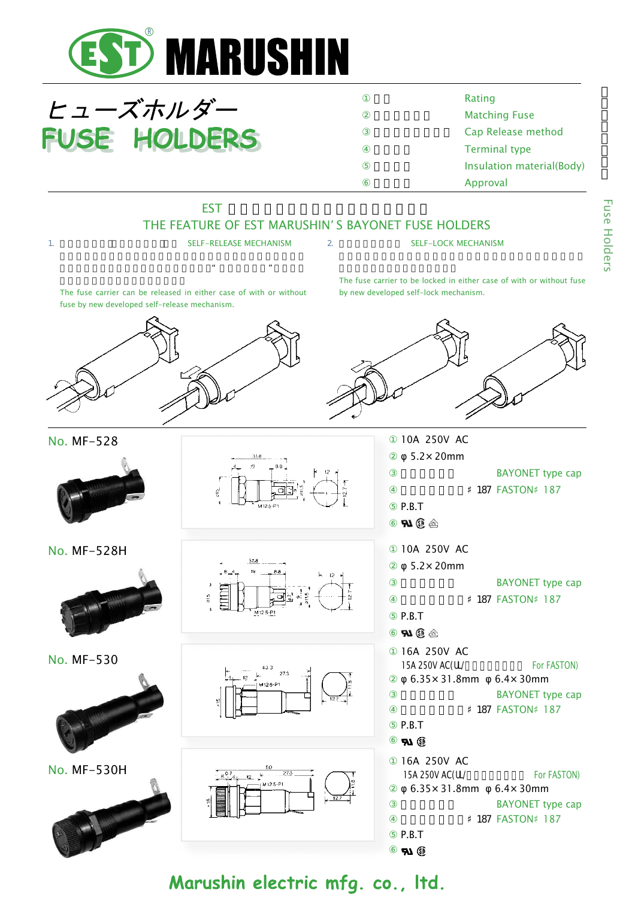# ヒューズホルダー
# FUSE HOLDERS

① Rating
② Matching Fuse
③ Cap Release method
④ Terminal type
⑤ Insulation material(Body)
⑥ Approval

Fuse Holders

## EST
## THE FEATURE OF EST MARUSHIN'S BAYONET FUSE HOLDERS

1. SELF-RELEASE MECHANISM

The fuse carrier can be released in either case of with or without fuse by new developed self-release mechanism.

2. SELF-LOCK MECHANISM

The fuse carrier to be locked in either case of with or without fuse by new developed self-lock mechanism.

---

### No. MF-528

31.8
4 19 8.8
12
φ12 9.5 4.2 9 φ11.5 12.7
M12.5-P1

① 10A 250V AC
② φ 5.2×20mm
③ BAYONET type cap
④ ♯ 187 FASTON♯ 187
⑤ P.B.T
⑥

### No. MF-528H

37.8
6 4 19 8.8
12
φ15 9.5 4.2 9 φ11.5 12.7
M12.5-P1

① 10A 250V AC
② φ 5.2×20mm
③ BAYONET type cap
④ ♯ 187 FASTON♯ 187
⑤ P.B.T
⑥

### No. MF-530

43.3
4 12 27.3
M12.5-P1
φ15 11.8 12.7

① 16A 250V AC
15A 250V AC(UL/ For FASTON)
② φ 6.35×31.8mm φ 6.4×30mm
③ BAYONET type cap
④ ♯ 187 FASTON♯ 187
⑤ P.B.T
⑥

### No. MF-530H

50
6 0.7 4 12 27.3
M12.5-P1
φ15 11.8 12.7

① 16A 250V AC
15A 250V AC(UL/ For FASTON)
② φ 6.35×31.8mm φ 6.4×30mm
③ BAYONET type cap
④ ♯ 187 FASTON♯ 187
⑤ P.B.T
⑥

Marushin electric mfg. co., ltd.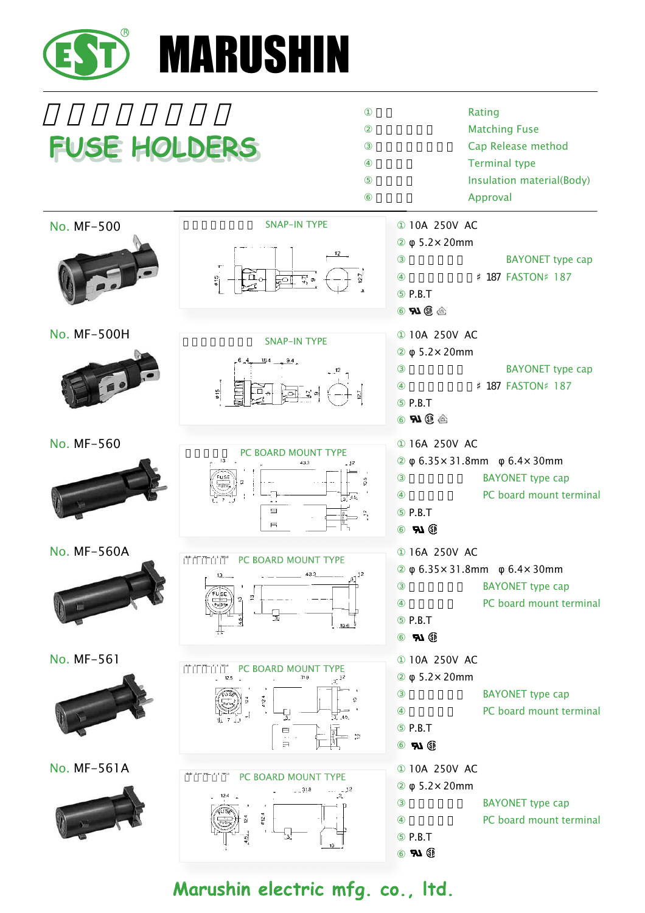# MARUSHIN

# FUSE HOLDERS

① Rating
② Matching Fuse
③ Cap Release method
④ Terminal type
⑤ Insulation material(Body)
⑥ Approval

## No. MF-500

SNAP-IN TYPE

① 10A 250V AC
② φ 5.2×20mm
③ BAYONET type cap
④ ♯187 FASTON♯ 187
⑤ P.B.T
⑥

## No. MF-500H

SNAP-IN TYPE

① 10A 250V AC
② φ 5.2×20mm
③ BAYONET type cap
④ ♯187 FASTON♯ 187
⑤ P.B.T
⑥

## No. MF-560

PC BOARD MOUNT TYPE

① 16A 250V AC
② φ 6.35×31.8mm φ 6.4×30mm
③ BAYONET type cap
④ PC board mount terminal
⑤ P.B.T
⑥

## No. MF-560A

PC BOARD MOUNT TYPE

① 16A 250V AC
② φ 6.35×31.8mm φ 6.4×30mm
③ BAYONET type cap
④ PC board mount terminal
⑤ P.B.T
⑥

## No. MF-561

PC BOARD MOUNT TYPE

① 10A 250V AC
② φ 5.2×20mm
③ BAYONET type cap
④ PC board mount terminal
⑤ P.B.T
⑥

## No. MF-561A

PC BOARD MOUNT TYPE

① 10A 250V AC
② φ 5.2×20mm
③ BAYONET type cap
④ PC board mount terminal
⑤ P.B.T
⑥

Marushin electric mfg. co., ltd.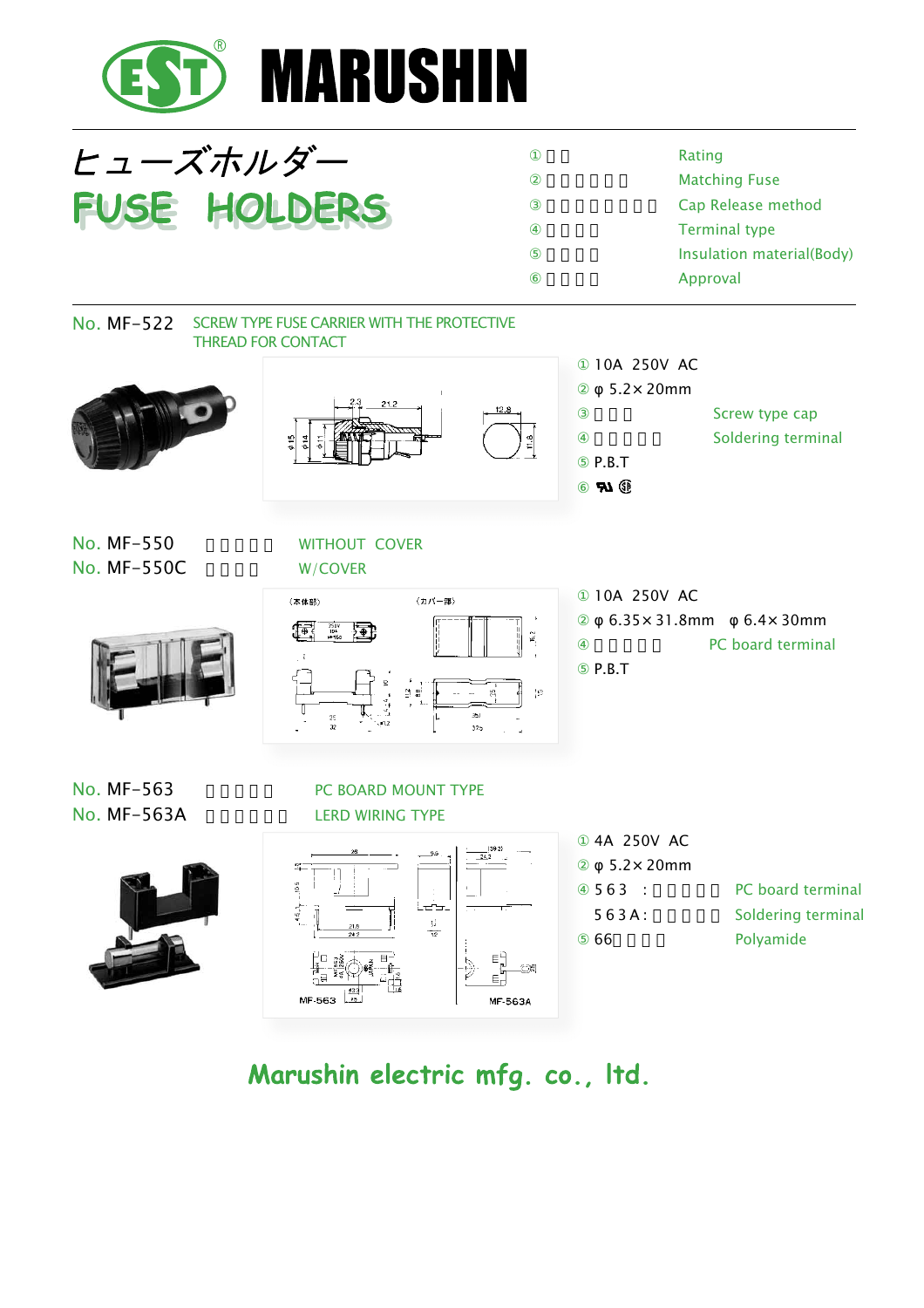# MARUSHIN

## ヒューズホルダー
## FUSE HOLDERS

| | |
|---|---|
| ① □□ | Rating |
| ② □□□□□□ | Matching Fuse |
| ③ □□□□□□□□□ | Cap Release method |
| ④ □□□□ | Terminal type |
| ⑤ □□□□ | Insulation material(Body) |
| ⑥ □□□□ | Approval |

### No. MF-522 SCREW TYPE FUSE CARRIER WITH THE PROTECTIVE THREAD FOR CONTACT

① 10A 250V AC
② φ 5.2× 20mm
③ □□□ Screw type cap
④ □□□□□□ Soldering terminal
⑤ P.B.T
⑥

### No. MF-550 □□□□□ WITHOUT COVER
### No. MF-550C □□□□ W/COVER

① 10A 250V AC
② φ 6.35× 31.8mm φ 6.4× 30mm
④ □□□□□□ PC board terminal
⑤ P.B.T

### No. MF-563 □□□□□ PC BOARD MOUNT TYPE
### No. MF-563A □□□□□□ LERD WIRING TYPE

① 4A 250V AC
② φ 5.2× 20mm
④ 563 : □□□□□□ PC board terminal
563A: □□□□□□ Soldering terminal
⑤ 66□□□□ Polyamide

**Marushin electric mfg. co., ltd.**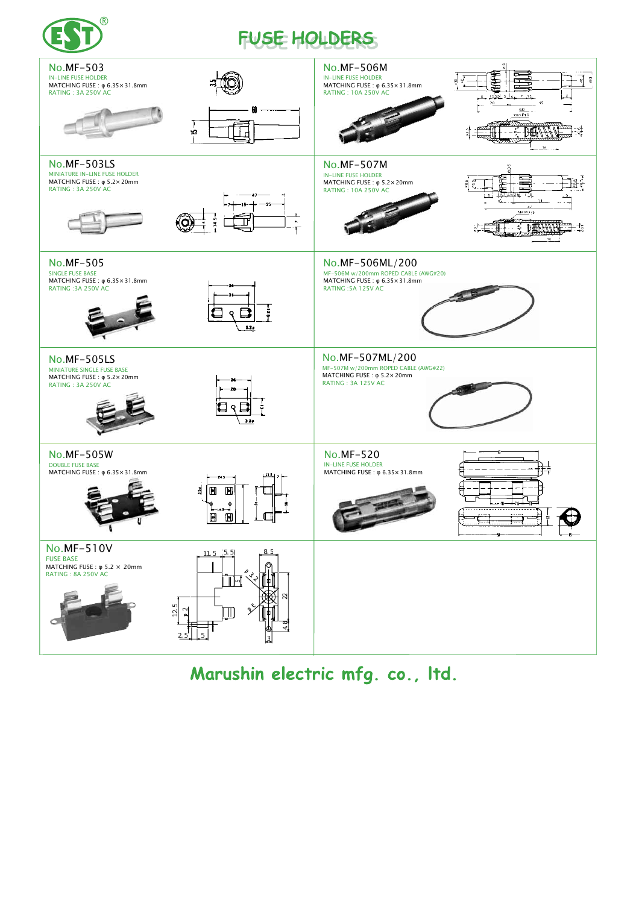# FUSE HOLDERS

## No.MF-503
IN-LINE FUSE HOLDER
MATCHING FUSE : φ 6.35×31.8mm
RATING : 3A 250V AC

## No.MF-506M
IN-LINE FUSE HOLDER
MATCHING FUSE : φ 6.35×31.8mm
RATING : 10A 250V AC

## No.MF-503LS
MINIATURE IN-LINE FUSE HOLDER
MATCHING FUSE : φ 5.2×20mm
RATING : 3A 250V AC

## No.MF-507M
IN-LINE FUSE HOLDER
MATCHING FUSE : φ 5.2×20mm
RATING : 10A 250V AC

## No.MF-505
SINGLE FUSE BASE
MATCHING FUSE : φ 6.35×31.8mm
RATING :3A 250V AC

## No.MF-506ML/200
MF-506M w/200mm ROPED CABLE (AWG#20)
MATCHING FUSE : φ 6.35×31.8mm
RATING :5A 125V AC

## No.MF-505LS
MINIATURE SINGLE FUSE BASE
MATCHING FUSE : φ 5.2×20mm
RATING : 3A 250V AC

## No.MF-507ML/200
MF-507M w/200mm ROPED CABLE (AWG#22)
MATCHING FUSE : φ 5.2×20mm
RATING : 3A 125V AC

## No.MF-505W
DOUBLE FUSE BASE
MATCHING FUSE : φ 6.35×31.8mm

## No.MF-520
IN-LINE FUSE HOLDER
MATCHING FUSE : φ 6.35×31.8mm

## No.MF-510V
FUSE BASE
MATCHING FUSE : φ 5.2 × 20mm
RATING : 8A 250V AC

**Marushin electric mfg. co., ltd.**